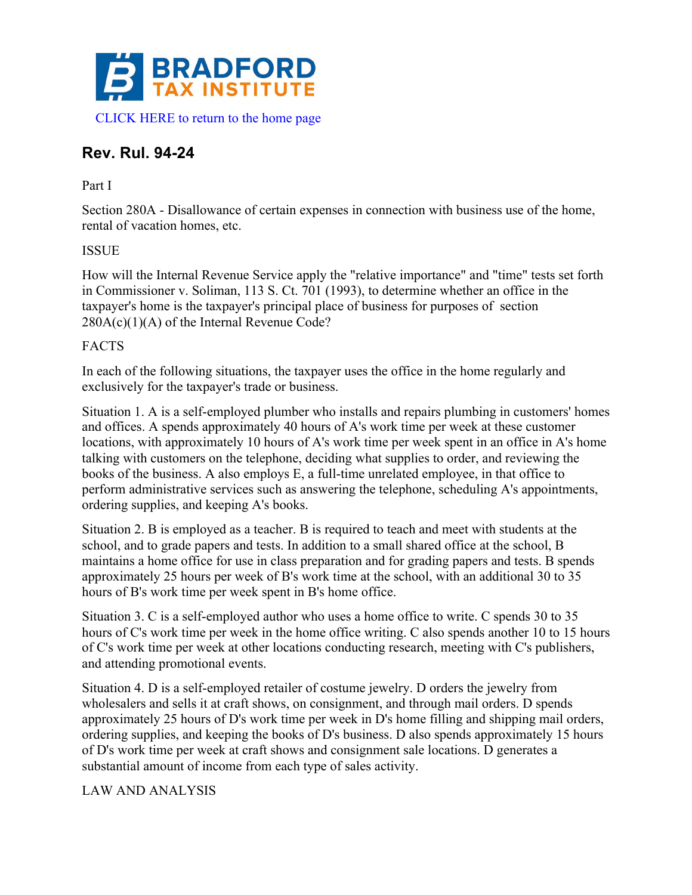BRADFORD TAX INSTITUTE

CLICK HERE to return to the home page

## Rev. Rul. 94-24

Part I

Section 280A - Disallowance of certain expenses in connection with business use of the home, rental of vacation homes, etc.

ISSUE

How will the Internal Revenue Service apply the "relative importance" and "time" tests set forth in Commissioner v. Soliman, 113 S. Ct. 701 (1993), to determine whether an office in the taxpayer's home is the taxpayer's principal place of business for purposes of section 280A(c)(1)(A) of the Internal Revenue Code?

FACTS

In each of the following situations, the taxpayer uses the office in the home regularly and exclusively for the taxpayer's trade or business.

Situation 1. A is a self-employed plumber who installs and repairs plumbing in customers' homes and offices. A spends approximately 40 hours of A's work time per week at these customer locations, with approximately 10 hours of A's work time per week spent in an office in A's home talking with customers on the telephone, deciding what supplies to order, and reviewing the books of the business. A also employs E, a full-time unrelated employee, in that office to perform administrative services such as answering the telephone, scheduling A's appointments, ordering supplies, and keeping A's books.

Situation 2. B is employed as a teacher. B is required to teach and meet with students at the school, and to grade papers and tests. In addition to a small shared office at the school, B maintains a home office for use in class preparation and for grading papers and tests. B spends approximately 25 hours per week of B's work time at the school, with an additional 30 to 35 hours of B's work time per week spent in B's home office.

Situation 3. C is a self-employed author who uses a home office to write. C spends 30 to 35 hours of C's work time per week in the home office writing. C also spends another 10 to 15 hours of C's work time per week at other locations conducting research, meeting with C's publishers, and attending promotional events.

Situation 4. D is a self-employed retailer of costume jewelry. D orders the jewelry from wholesalers and sells it at craft shows, on consignment, and through mail orders. D spends approximately 25 hours of D's work time per week in D's home filling and shipping mail orders, ordering supplies, and keeping the books of D's business. D also spends approximately 15 hours of D's work time per week at craft shows and consignment sale locations. D generates a substantial amount of income from each type of sales activity.

LAW AND ANALYSIS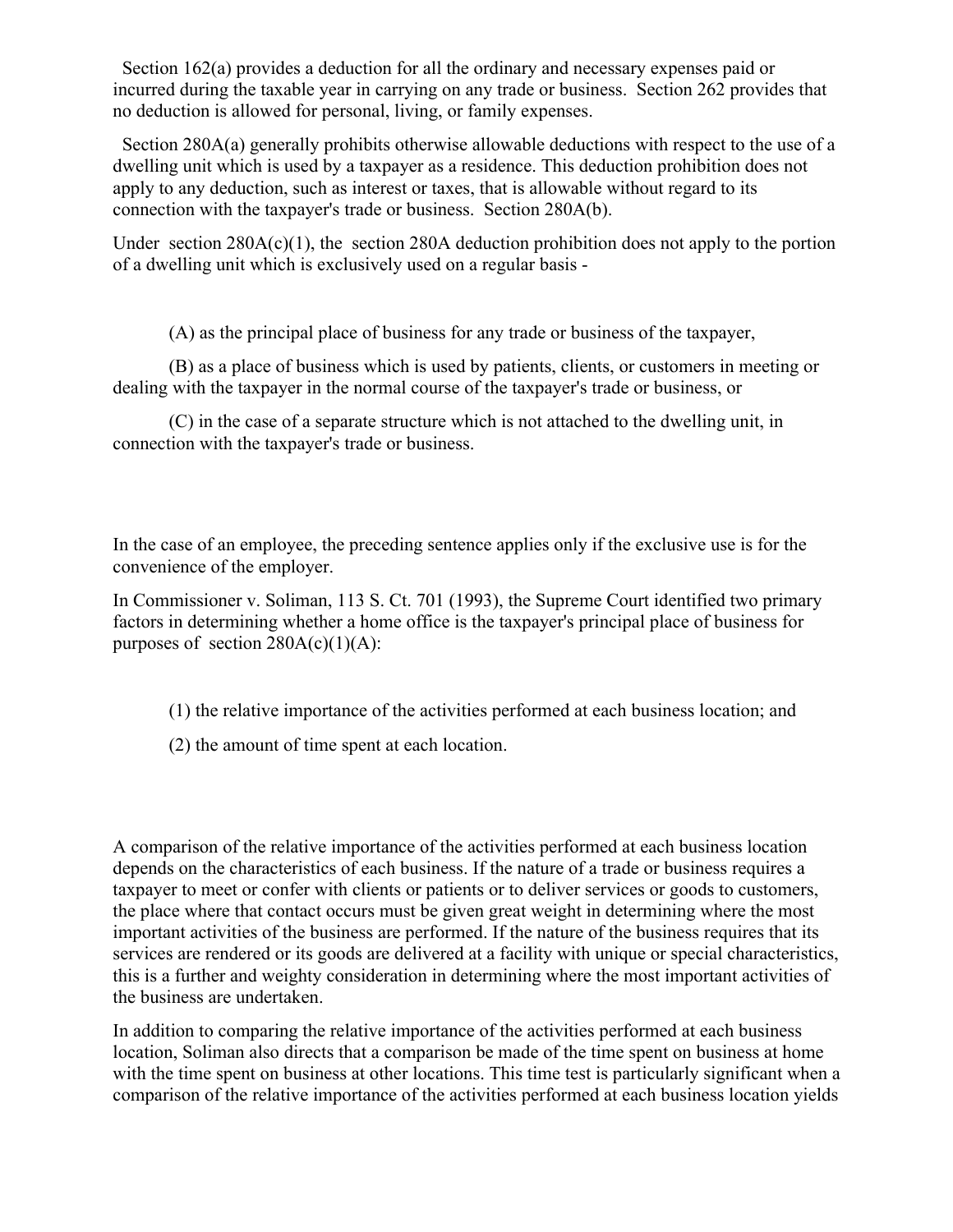Section 162(a) provides a deduction for all the ordinary and necessary expenses paid or incurred during the taxable year in carrying on any trade or business. Section 262 provides that no deduction is allowed for personal, living, or family expenses.

Section 280A(a) generally prohibits otherwise allowable deductions with respect to the use of a dwelling unit which is used by a taxpayer as a residence. This deduction prohibition does not apply to any deduction, such as interest or taxes, that is allowable without regard to its connection with the taxpayer's trade or business. Section 280A(b).

Under section 280A(c)(1), the section 280A deduction prohibition does not apply to the portion of a dwelling unit which is exclusively used on a regular basis -

(A) as the principal place of business for any trade or business of the taxpayer,

(B) as a place of business which is used by patients, clients, or customers in meeting or dealing with the taxpayer in the normal course of the taxpayer's trade or business, or

(C) in the case of a separate structure which is not attached to the dwelling unit, in connection with the taxpayer's trade or business.

In the case of an employee, the preceding sentence applies only if the exclusive use is for the convenience of the employer.

In Commissioner v. Soliman, 113 S. Ct. 701 (1993), the Supreme Court identified two primary factors in determining whether a home office is the taxpayer's principal place of business for purposes of section 280A(c)(1)(A):

(1) the relative importance of the activities performed at each business location; and

(2) the amount of time spent at each location.

A comparison of the relative importance of the activities performed at each business location depends on the characteristics of each business. If the nature of a trade or business requires a taxpayer to meet or confer with clients or patients or to deliver services or goods to customers, the place where that contact occurs must be given great weight in determining where the most important activities of the business are performed. If the nature of the business requires that its services are rendered or its goods are delivered at a facility with unique or special characteristics, this is a further and weighty consideration in determining where the most important activities of the business are undertaken.

In addition to comparing the relative importance of the activities performed at each business location, Soliman also directs that a comparison be made of the time spent on business at home with the time spent on business at other locations. This time test is particularly significant when a comparison of the relative importance of the activities performed at each business location yields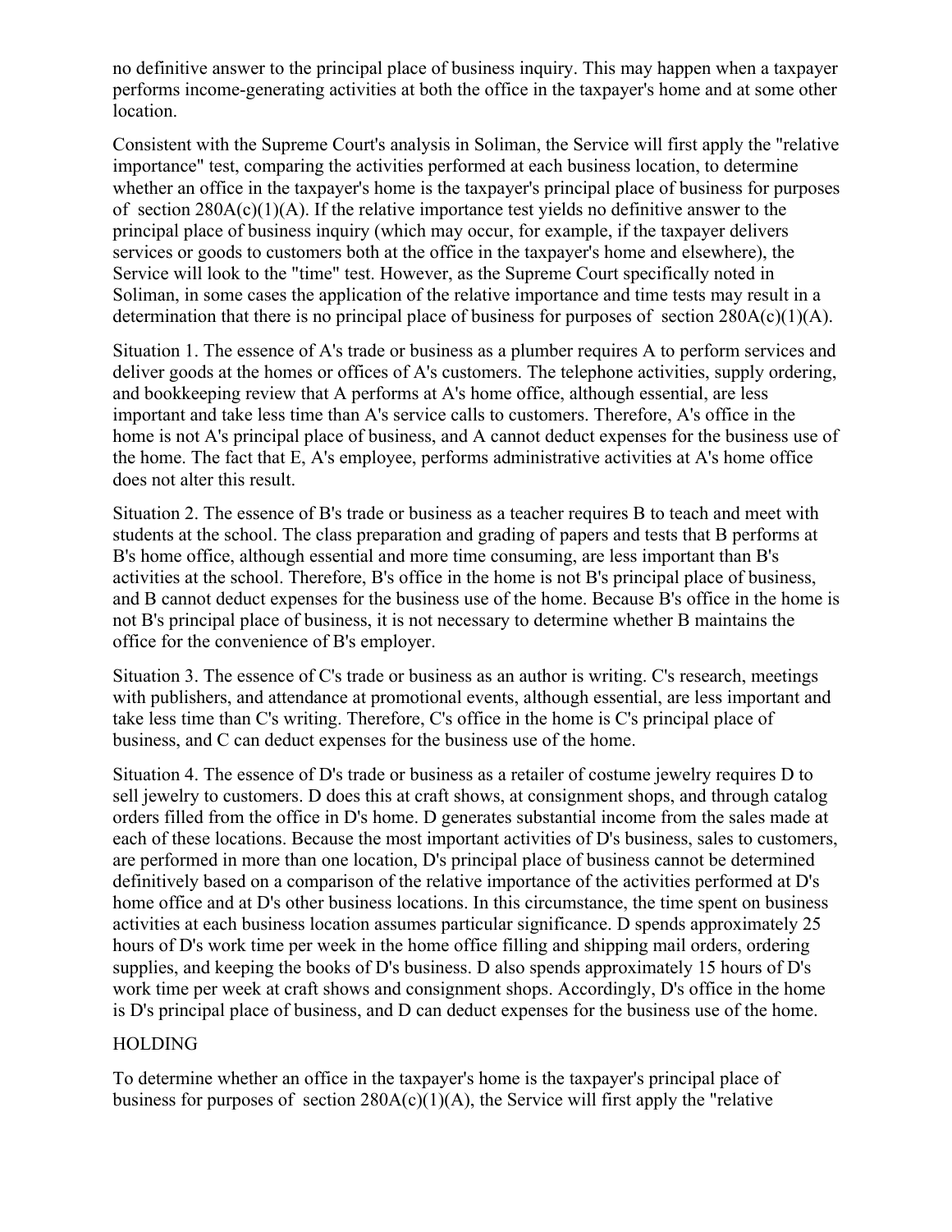no definitive answer to the principal place of business inquiry. This may happen when a taxpayer performs income-generating activities at both the office in the taxpayer's home and at some other location.

Consistent with the Supreme Court's analysis in Soliman, the Service will first apply the "relative importance" test, comparing the activities performed at each business location, to determine whether an office in the taxpayer's home is the taxpayer's principal place of business for purposes of section 280A(c)(1)(A). If the relative importance test yields no definitive answer to the principal place of business inquiry (which may occur, for example, if the taxpayer delivers services or goods to customers both at the office in the taxpayer's home and elsewhere), the Service will look to the "time" test. However, as the Supreme Court specifically noted in Soliman, in some cases the application of the relative importance and time tests may result in a determination that there is no principal place of business for purposes of section 280A(c)(1)(A).

Situation 1. The essence of A's trade or business as a plumber requires A to perform services and deliver goods at the homes or offices of A's customers. The telephone activities, supply ordering, and bookkeeping review that A performs at A's home office, although essential, are less important and take less time than A's service calls to customers. Therefore, A's office in the home is not A's principal place of business, and A cannot deduct expenses for the business use of the home. The fact that E, A's employee, performs administrative activities at A's home office does not alter this result.

Situation 2. The essence of B's trade or business as a teacher requires B to teach and meet with students at the school. The class preparation and grading of papers and tests that B performs at B's home office, although essential and more time consuming, are less important than B's activities at the school. Therefore, B's office in the home is not B's principal place of business, and B cannot deduct expenses for the business use of the home. Because B's office in the home is not B's principal place of business, it is not necessary to determine whether B maintains the office for the convenience of B's employer.

Situation 3. The essence of C's trade or business as an author is writing. C's research, meetings with publishers, and attendance at promotional events, although essential, are less important and take less time than C's writing. Therefore, C's office in the home is C's principal place of business, and C can deduct expenses for the business use of the home.

Situation 4. The essence of D's trade or business as a retailer of costume jewelry requires D to sell jewelry to customers. D does this at craft shows, at consignment shops, and through catalog orders filled from the office in D's home. D generates substantial income from the sales made at each of these locations. Because the most important activities of D's business, sales to customers, are performed in more than one location, D's principal place of business cannot be determined definitively based on a comparison of the relative importance of the activities performed at D's home office and at D's other business locations. In this circumstance, the time spent on business activities at each business location assumes particular significance. D spends approximately 25 hours of D's work time per week in the home office filling and shipping mail orders, ordering supplies, and keeping the books of D's business. D also spends approximately 15 hours of D's work time per week at craft shows and consignment shops. Accordingly, D's office in the home is D's principal place of business, and D can deduct expenses for the business use of the home.

## HOLDING

To determine whether an office in the taxpayer's home is the taxpayer's principal place of business for purposes of section 280A(c)(1)(A), the Service will first apply the "relative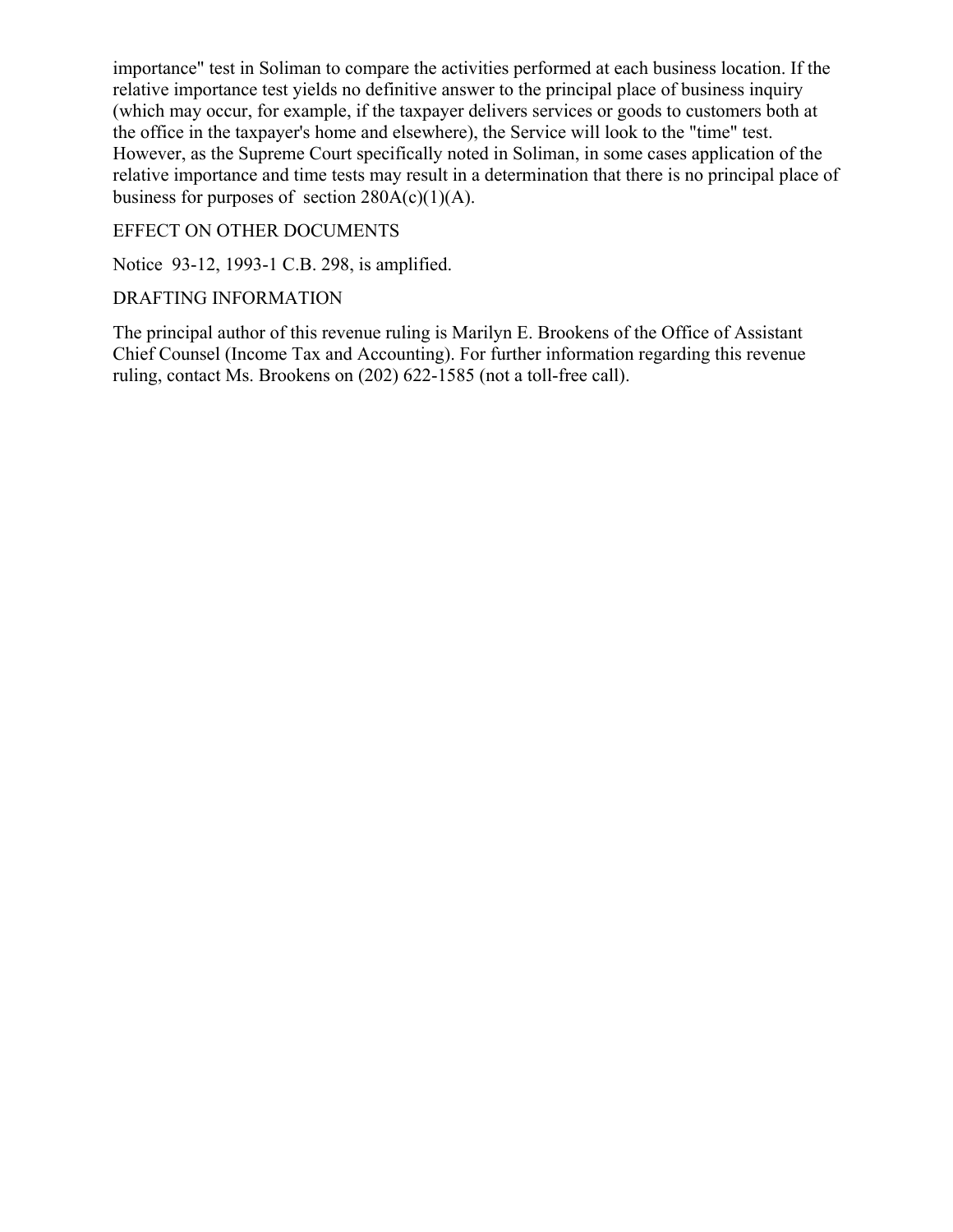importance" test in Soliman to compare the activities performed at each business location. If the relative importance test yields no definitive answer to the principal place of business inquiry (which may occur, for example, if the taxpayer delivers services or goods to customers both at the office in the taxpayer's home and elsewhere), the Service will look to the "time" test. However, as the Supreme Court specifically noted in Soliman, in some cases application of the relative importance and time tests may result in a determination that there is no principal place of business for purposes of section 280A(c)(1)(A).

## EFFECT ON OTHER DOCUMENTS

Notice 93-12, 1993-1 C.B. 298, is amplified.

## DRAFTING INFORMATION

The principal author of this revenue ruling is Marilyn E. Brookens of the Office of Assistant Chief Counsel (Income Tax and Accounting). For further information regarding this revenue ruling, contact Ms. Brookens on (202) 622-1585 (not a toll-free call).